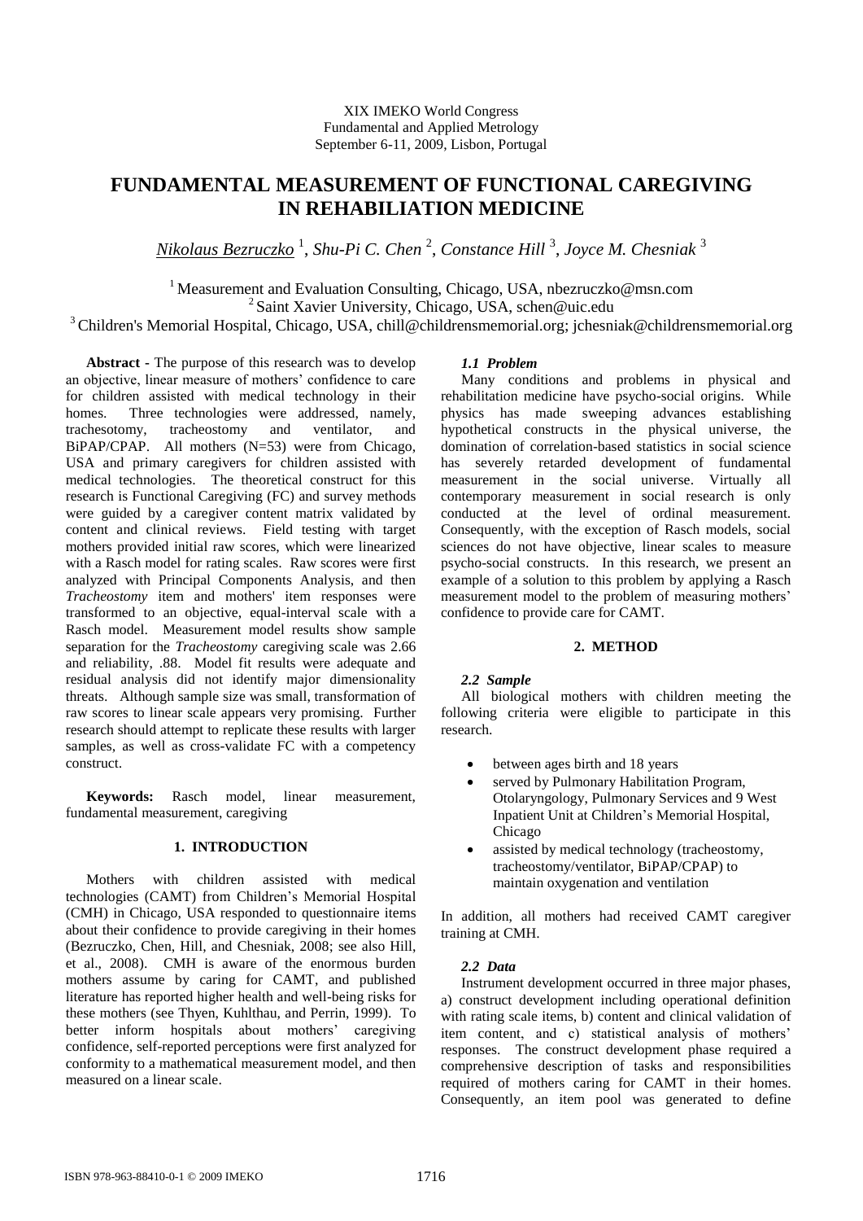XIX IMEKO World Congress
Fundamental and Applied Metrology
September 6-11, 2009, Lisbon, Portugal

# FUNDAMENTAL MEASUREMENT OF FUNCTIONAL CAREGIVING IN REHABILIATION MEDICINE

*Nikolaus Bezruczko* [1], *Shu-Pi C. Chen* [2], *Constance Hill* [3], *Joyce M. Chesniak* [3]

[1] Measurement and Evaluation Consulting, Chicago, USA, nbezruczko@msn.com
[2] Saint Xavier University, Chicago, USA, schen@uic.edu
[3] Children's Memorial Hospital, Chicago, USA, chill@childrensmemorial.org; jchesniak@childrensmemorial.org

**Abstract** - The purpose of this research was to develop an objective, linear measure of mothers' confidence to care for children assisted with medical technology in their homes. Three technologies were addressed, namely, trachesotomy, tracheostomy and ventilator, and BiPAP/CPAP. All mothers (N=53) were from Chicago, USA and primary caregivers for children assisted with medical technologies. The theoretical construct for this research is Functional Caregiving (FC) and survey methods were guided by a caregiver content matrix validated by content and clinical reviews. Field testing with target mothers provided initial raw scores, which were linearized with a Rasch model for rating scales. Raw scores were first analyzed with Principal Components Analysis, and then *Tracheostomy* item and mothers' item responses were transformed to an objective, equal-interval scale with a Rasch model. Measurement model results show sample separation for the *Tracheostomy* caregiving scale was 2.66 and reliability, .88. Model fit results were adequate and residual analysis did not identify major dimensionality threats. Although sample size was small, transformation of raw scores to linear scale appears very promising. Further research should attempt to replicate these results with larger samples, as well as cross-validate FC with a competency construct.

**Keywords:** Rasch model, linear measurement, fundamental measurement, caregiving

## 1. INTRODUCTION

Mothers with children assisted with medical technologies (CAMT) from Children's Memorial Hospital (CMH) in Chicago, USA responded to questionnaire items about their confidence to provide caregiving in their homes (Bezruczko, Chen, Hill, and Chesniak, 2008; see also Hill, et al., 2008). CMH is aware of the enormous burden mothers assume by caring for CAMT, and published literature has reported higher health and well-being risks for these mothers (see Thyen, Kuhlthau, and Perrin, 1999). To better inform hospitals about mothers' caregiving confidence, self-reported perceptions were first analyzed for conformity to a mathematical measurement model, and then measured on a linear scale.

### *1.1 Problem*

Many conditions and problems in physical and rehabilitation medicine have psycho-social origins. While physics has made sweeping advances establishing hypothetical constructs in the physical universe, the domination of correlation-based statistics in social science has severely retarded development of fundamental measurement in the social universe. Virtually all contemporary measurement in social research is only conducted at the level of ordinal measurement. Consequently, with the exception of Rasch models, social sciences do not have objective, linear scales to measure psycho-social constructs. In this research, we present an example of a solution to this problem by applying a Rasch measurement model to the problem of measuring mothers' confidence to provide care for CAMT.

## 2. METHOD

### *2.2 Sample*

All biological mothers with children meeting the following criteria were eligible to participate in this research.

- between ages birth and 18 years
- served by Pulmonary Habilitation Program, Otolaryngology, Pulmonary Services and 9 West Inpatient Unit at Children's Memorial Hospital, Chicago
- assisted by medical technology (tracheostomy, tracheostomy/ventilator, BiPAP/CPAP) to maintain oxygenation and ventilation

In addition, all mothers had received CAMT caregiver training at CMH.

### *2.2 Data*

Instrument development occurred in three major phases, a) construct development including operational definition with rating scale items, b) content and clinical validation of item content, and c) statistical analysis of mothers' responses. The construct development phase required a comprehensive description of tasks and responsibilities required of mothers caring for CAMT in their homes. Consequently, an item pool was generated to define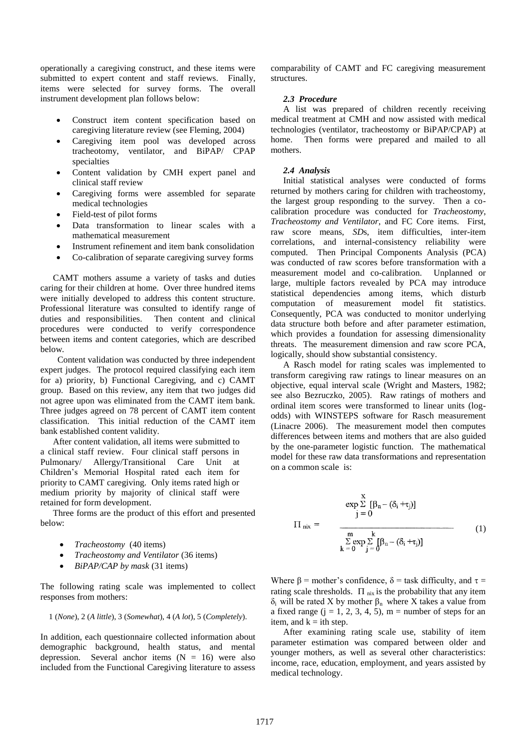operationally a caregiving construct, and these items were submitted to expert content and staff reviews. Finally, items were selected for survey forms. The overall instrument development plan follows below:

- Construct item content specification based on caregiving literature review (see Fleming, 2004)
- Caregiving item pool was developed across tracheotomy, ventilator, and BiPAP/ CPAP specialties
- Content validation by CMH expert panel and clinical staff review
- Caregiving forms were assembled for separate medical technologies
- Field-test of pilot forms
- Data transformation to linear scales with a mathematical measurement
- Instrument refinement and item bank consolidation
- Co-calibration of separate caregiving survey forms

CAMT mothers assume a variety of tasks and duties caring for their children at home. Over three hundred items were initially developed to address this content structure. Professional literature was consulted to identify range of duties and responsibilities. Then content and clinical procedures were conducted to verify correspondence between items and content categories, which are described below.

Content validation was conducted by three independent expert judges. The protocol required classifying each item for a) priority, b) Functional Caregiving, and c) CAMT group. Based on this review, any item that two judges did not agree upon was eliminated from the CAMT item bank. Three judges agreed on 78 percent of CAMT item content classification. This initial reduction of the CAMT item bank established content validity.

After content validation, all items were submitted to a clinical staff review. Four clinical staff persons in Pulmonary/ Allergy/Transitional Care Unit at Children's Memorial Hospital rated each item for priority to CAMT caregiving. Only items rated high or medium priority by majority of clinical staff were retained for form development.

Three forms are the product of this effort and presented below:

- *Tracheostomy* (40 items)
- *Tracheostomy and Ventilator* (36 items)
- *BiPAP/CAP by mask* (31 items)

The following rating scale was implemented to collect responses from mothers:

1 (*None*), 2 (*A little*), 3 (*Somewhat*), 4 (*A lot*), 5 (*Completely*).

In addition, each questionnaire collected information about demographic background, health status, and mental depression. Several anchor items (N = 16) were also included from the Functional Caregiving literature to assess comparability of CAMT and FC caregiving measurement structures.

### *2.3 Procedure*

A list was prepared of children recently receiving medical treatment at CMH and now assisted with medical technologies (ventilator, tracheostomy or BiPAP/CPAP) at home. Then forms were prepared and mailed to all mothers.

### *2.4 Analysis*

Initial statistical analyses were conducted of forms returned by mothers caring for children with tracheostomy, the largest group responding to the survey. Then a co-calibration procedure was conducted for *Tracheostomy*, *Tracheostomy and Ventilator*, and FC Core items. First, raw score means, *SD*s, item difficulties, inter-item correlations, and internal-consistency reliability were computed. Then Principal Components Analysis (PCA) was conducted of raw scores before transformation with a measurement model and co-calibration. Unplanned or large, multiple factors revealed by PCA may introduce statistical dependencies among items, which disturb computation of measurement model fit statistics. Consequently, PCA was conducted to monitor underlying data structure both before and after parameter estimation, which provides a foundation for assessing dimensionality threats. The measurement dimension and raw score PCA, logically, should show substantial consistency.

A Rasch model for rating scales was implemented to transform caregiving raw ratings to linear measures on an objective, equal interval scale (Wright and Masters, 1982; see also Bezruczko, 2005). Raw ratings of mothers and ordinal item scores were transformed to linear units (log-odds) with WINSTEPS software for Rasch measurement (Linacre 2006). The measurement model then computes differences between items and mothers that are also guided by the one-parameter logistic function. The mathematical model for these raw data transformations and representation on a common scale is:

$$\Pi_{nix} = \frac{\exp \sum_{j=0}^{X} [\beta_n - (\delta_i + \tau_j)]}{\sum_{k=0}^{m} \exp \sum_{j=0}^{k} [\beta_n - (\delta_i + \tau_j)]} \quad (1)$$

Where $\beta$ = mother's confidence, $\delta$ = task difficulty, and $\tau$ = rating scale thresholds. $\Pi_{nix}$ is the probability that any item $\delta_i$ will be rated X by mother $\beta_n$ where X takes a value from a fixed range (j = 1, 2, 3, 4, 5), m = number of steps for an item, and k = ith step.

After examining rating scale use, stability of item parameter estimation was compared between older and younger mothers, as well as several other characteristics: income, race, education, employment, and years assisted by medical technology.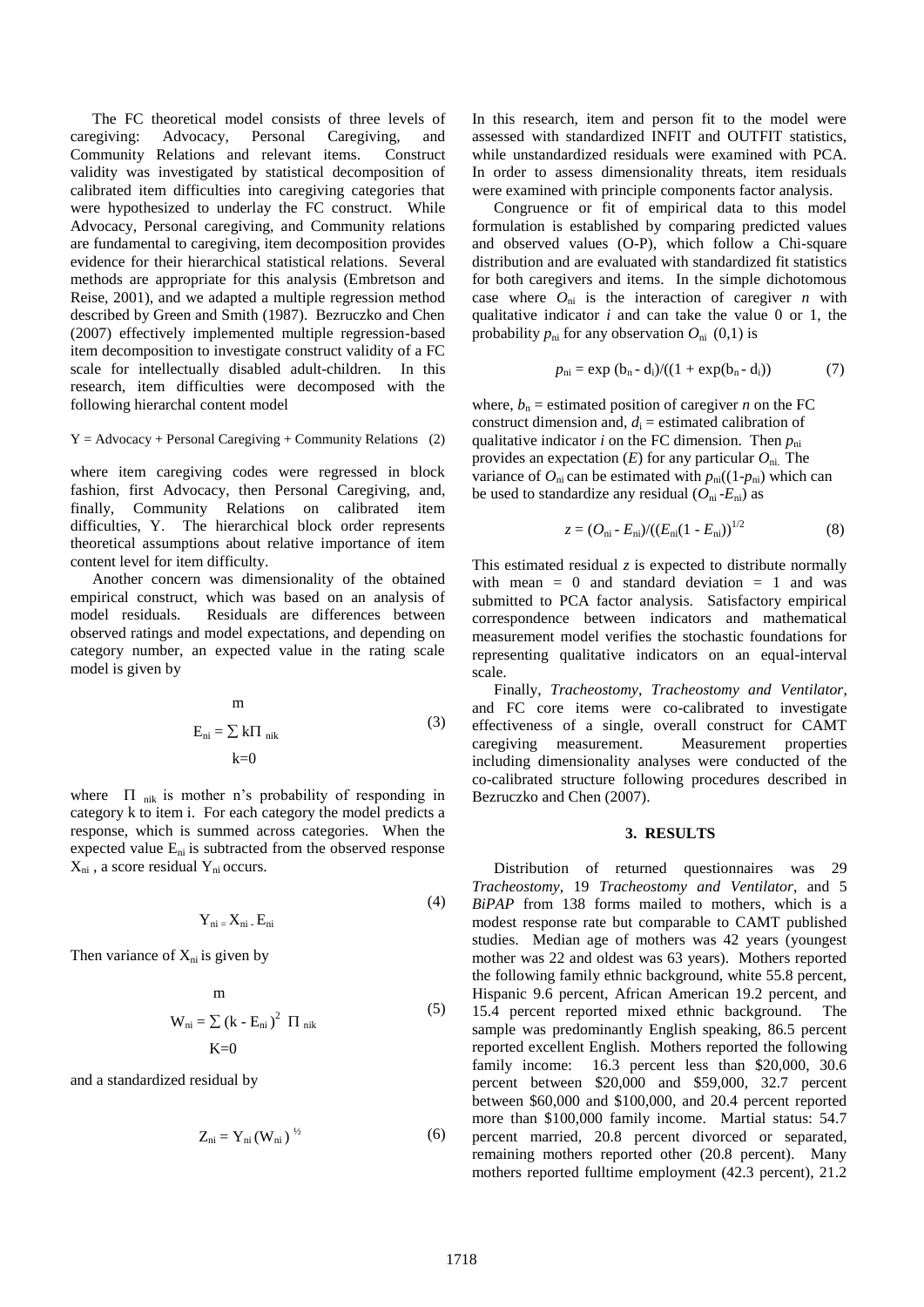The FC theoretical model consists of three levels of caregiving: Advocacy, Personal Caregiving, and Community Relations and relevant items. Construct validity was investigated by statistical decomposition of calibrated item difficulties into caregiving categories that were hypothesized to underlay the FC construct. While Advocacy, Personal caregiving, and Community relations are fundamental to caregiving, item decomposition provides evidence for their hierarchical statistical relations. Several methods are appropriate for this analysis (Embretson and Reise, 2001), and we adapted a multiple regression method described by Green and Smith (1987). Bezruczko and Chen (2007) effectively implemented multiple regression-based item decomposition to investigate construct validity of a FC scale for intellectually disabled adult-children. In this research, item difficulties were decomposed with the following hierarchal content model

$$Y = \text{Advocacy} + \text{Personal Caregiving} + \text{Community Relations} \quad (2)$$

where item caregiving codes were regressed in block fashion, first Advocacy, then Personal Caregiving, and, finally, Community Relations on calibrated item difficulties, Y. The hierarchical block order represents theoretical assumptions about relative importance of item content level for item difficulty.

Another concern was dimensionality of the obtained empirical construct, which was based on an analysis of model residuals. Residuals are differences between observed ratings and model expectations, and depending on category number, an expected value in the rating scale model is given by

$$E_{ni} = \sum_{k=0}^{m} k\Pi_{nik} \quad (3)$$

where $\Pi_{nik}$ is mother n's probability of responding in category k to item i. For each category the model predicts a response, which is summed across categories. When the expected value $E_{ni}$ is subtracted from the observed response $X_{ni}$, a score residual $Y_{ni}$ occurs.

$$Y_{ni} = X_{ni} - E_{ni} \quad (4)$$

Then variance of $X_{ni}$ is given by

$$W_{ni} = \sum_{K=0}^{m} (k - E_{ni})^2 \ \Pi_{nik} \quad (5)$$

and a standardized residual by

$$Z_{ni} = Y_{ni} (W_{ni})^{½} \quad (6)$$

In this research, item and person fit to the model were assessed with standardized INFIT and OUTFIT statistics, while unstandardized residuals were examined with PCA. In order to assess dimensionality threats, item residuals were examined with principle components factor analysis.

Congruence or fit of empirical data to this model formulation is established by comparing predicted values and observed values (O-P), which follow a Chi-square distribution and are evaluated with standardized fit statistics for both caregivers and items. In the simple dichotomous case where $O_{ni}$ is the interaction of caregiver $n$ with qualitative indicator $i$ and can take the value 0 or 1, the probability $p_{ni}$ for any observation $O_{ni}$ (0,1) is

$$p_{ni} = \exp(b_n - d_i)/((1 + \exp(b_n - d_i)) \quad (7)$$

where, $b_n$ = estimated position of caregiver $n$ on the FC construct dimension and, $d_i$ = estimated calibration of qualitative indicator $i$ on the FC dimension. Then $p_{ni}$ provides an expectation ($E$) for any particular $O_{ni}$. The variance of $O_{ni}$ can be estimated with $p_{ni}((1-p_{ni})$ which can be used to standardize any residual ($O_{ni} - E_{ni}$) as

$$z = (O_{ni} - E_{ni})/((E_{ni}(1 - E_{ni}))^{1/2} \quad (8)$$

This estimated residual $z$ is expected to distribute normally with mean = 0 and standard deviation = 1 and was submitted to PCA factor analysis. Satisfactory empirical correspondence between indicators and mathematical measurement model verifies the stochastic foundations for representing qualitative indicators on an equal-interval scale.

Finally, *Tracheostomy*, *Tracheostomy and Ventilator*, and FC core items were co-calibrated to investigate effectiveness of a single, overall construct for CAMT caregiving measurement. Measurement properties including dimensionality analyses were conducted of the co-calibrated structure following procedures described in Bezruczko and Chen (2007).

## 3. RESULTS

Distribution of returned questionnaires was 29 *Tracheostomy*, 19 *Tracheostomy and Ventilator*, and 5 *BiPAP* from 138 forms mailed to mothers, which is a modest response rate but comparable to CAMT published studies. Median age of mothers was 42 years (youngest mother was 22 and oldest was 63 years). Mothers reported the following family ethnic background, white 55.8 percent, Hispanic 9.6 percent, African American 19.2 percent, and 15.4 percent reported mixed ethnic background. The sample was predominantly English speaking, 86.5 percent reported excellent English. Mothers reported the following family income: 16.3 percent less than \$20,000, 30.6 percent between \$20,000 and \$59,000, 32.7 percent between \$60,000 and \$100,000, and 20.4 percent reported more than \$100,000 family income. Martial status: 54.7 percent married, 20.8 percent divorced or separated, remaining mothers reported other (20.8 percent). Many mothers reported fulltime employment (42.3 percent), 21.2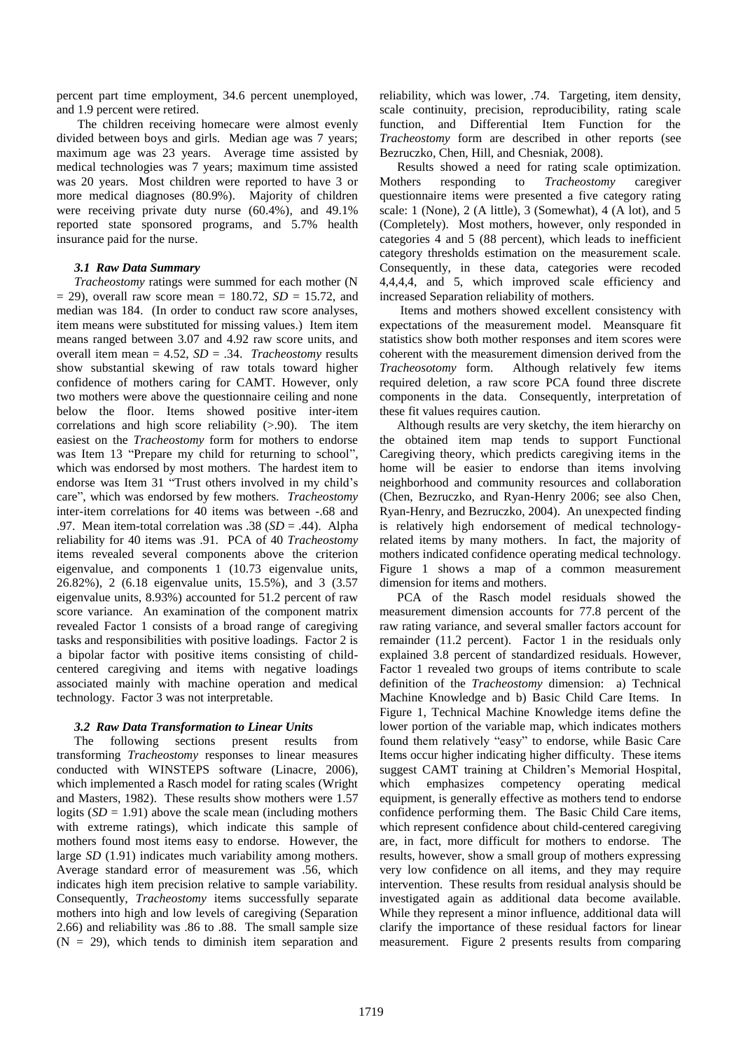percent part time employment, 34.6 percent unemployed, and 1.9 percent were retired.

The children receiving homecare were almost evenly divided between boys and girls. Median age was 7 years; maximum age was 23 years. Average time assisted by medical technologies was 7 years; maximum time assisted was 20 years. Most children were reported to have 3 or more medical diagnoses (80.9%). Majority of children were receiving private duty nurse (60.4%), and 49.1% reported state sponsored programs, and 5.7% health insurance paid for the nurse.

### *3.1 Raw Data Summary*

*Tracheostomy* ratings were summed for each mother (N = 29), overall raw score mean = 180.72, *SD* = 15.72, and median was 184. (In order to conduct raw score analyses, item means were substituted for missing values.) Item item means ranged between 3.07 and 4.92 raw score units, and overall item mean = 4.52, *SD* = .34. *Tracheostomy* results show substantial skewing of raw totals toward higher confidence of mothers caring for CAMT. However, only two mothers were above the questionnaire ceiling and none below the floor. Items showed positive inter-item correlations and high score reliability (>.90). The item easiest on the *Tracheostomy* form for mothers to endorse was Item 13 "Prepare my child for returning to school", which was endorsed by most mothers. The hardest item to endorse was Item 31 "Trust others involved in my child's care", which was endorsed by few mothers. *Tracheostomy* inter-item correlations for 40 items was between -.68 and .97. Mean item-total correlation was .38 (*SD* = .44). Alpha reliability for 40 items was .91. PCA of 40 *Tracheostomy* items revealed several components above the criterion eigenvalue, and components 1 (10.73 eigenvalue units, 26.82%), 2 (6.18 eigenvalue units, 15.5%), and 3 (3.57 eigenvalue units, 8.93%) accounted for 51.2 percent of raw score variance. An examination of the component matrix revealed Factor 1 consists of a broad range of caregiving tasks and responsibilities with positive loadings. Factor 2 is a bipolar factor with positive items consisting of child-centered caregiving and items with negative loadings associated mainly with machine operation and medical technology. Factor 3 was not interpretable.

### *3.2 Raw Data Transformation to Linear Units*

The following sections present results from transforming *Tracheostomy* responses to linear measures conducted with WINSTEPS software (Linacre, 2006), which implemented a Rasch model for rating scales (Wright and Masters, 1982). These results show mothers were 1.57 logits (*SD* = 1.91) above the scale mean (including mothers with extreme ratings), which indicate this sample of mothers found most items easy to endorse. However, the large *SD* (1.91) indicates much variability among mothers. Average standard error of measurement was .56, which indicates high item precision relative to sample variability. Consequently, *Tracheostomy* items successfully separate mothers into high and low levels of caregiving (Separation 2.66) and reliability was .86 to .88. The small sample size (N = 29), which tends to diminish item separation and reliability, which was lower, .74. Targeting, item density, scale continuity, precision, reproducibility, rating scale function, and Differential Item Function for the *Tracheostomy* form are described in other reports (see Bezruczko, Chen, Hill, and Chesniak, 2008).

Results showed a need for rating scale optimization. Mothers responding to *Tracheostomy* caregiver questionnaire items were presented a five category rating scale: 1 (None), 2 (A little), 3 (Somewhat), 4 (A lot), and 5 (Completely). Most mothers, however, only responded in categories 4 and 5 (88 percent), which leads to inefficient category thresholds estimation on the measurement scale. Consequently, in these data, categories were recoded 4,4,4,4, and 5, which improved scale efficiency and increased Separation reliability of mothers.

Items and mothers showed excellent consistency with expectations of the measurement model. Meansquare fit statistics show both mother responses and item scores were coherent with the measurement dimension derived from the *Tracheosotomy* form. Although relatively few items required deletion, a raw score PCA found three discrete components in the data. Consequently, interpretation of these fit values requires caution.

Although results are very sketchy, the item hierarchy on the obtained item map tends to support Functional Caregiving theory, which predicts caregiving items in the home will be easier to endorse than items involving neighborhood and community resources and collaboration (Chen, Bezruczko, and Ryan-Henry 2006; see also Chen, Ryan-Henry, and Bezruczko, 2004). An unexpected finding is relatively high endorsement of medical technology-related items by many mothers. In fact, the majority of mothers indicated confidence operating medical technology. Figure 1 shows a map of a common measurement dimension for items and mothers.

PCA of the Rasch model residuals showed the measurement dimension accounts for 77.8 percent of the raw rating variance, and several smaller factors account for remainder (11.2 percent). Factor 1 in the residuals only explained 3.8 percent of standardized residuals. However, Factor 1 revealed two groups of items contribute to scale definition of the *Tracheostomy* dimension: a) Technical Machine Knowledge and b) Basic Child Care Items. In Figure 1, Technical Machine Knowledge items define the lower portion of the variable map, which indicates mothers found them relatively "easy" to endorse, while Basic Care Items occur higher indicating higher difficulty. These items suggest CAMT training at Children's Memorial Hospital, which emphasizes competency operating medical equipment, is generally effective as mothers tend to endorse confidence performing them. The Basic Child Care items, which represent confidence about child-centered caregiving are, in fact, more difficult for mothers to endorse. The results, however, show a small group of mothers expressing very low confidence on all items, and they may require intervention. These results from residual analysis should be investigated again as additional data become available. While they represent a minor influence, additional data will clarify the importance of these residual factors for linear measurement. Figure 2 presents results from comparing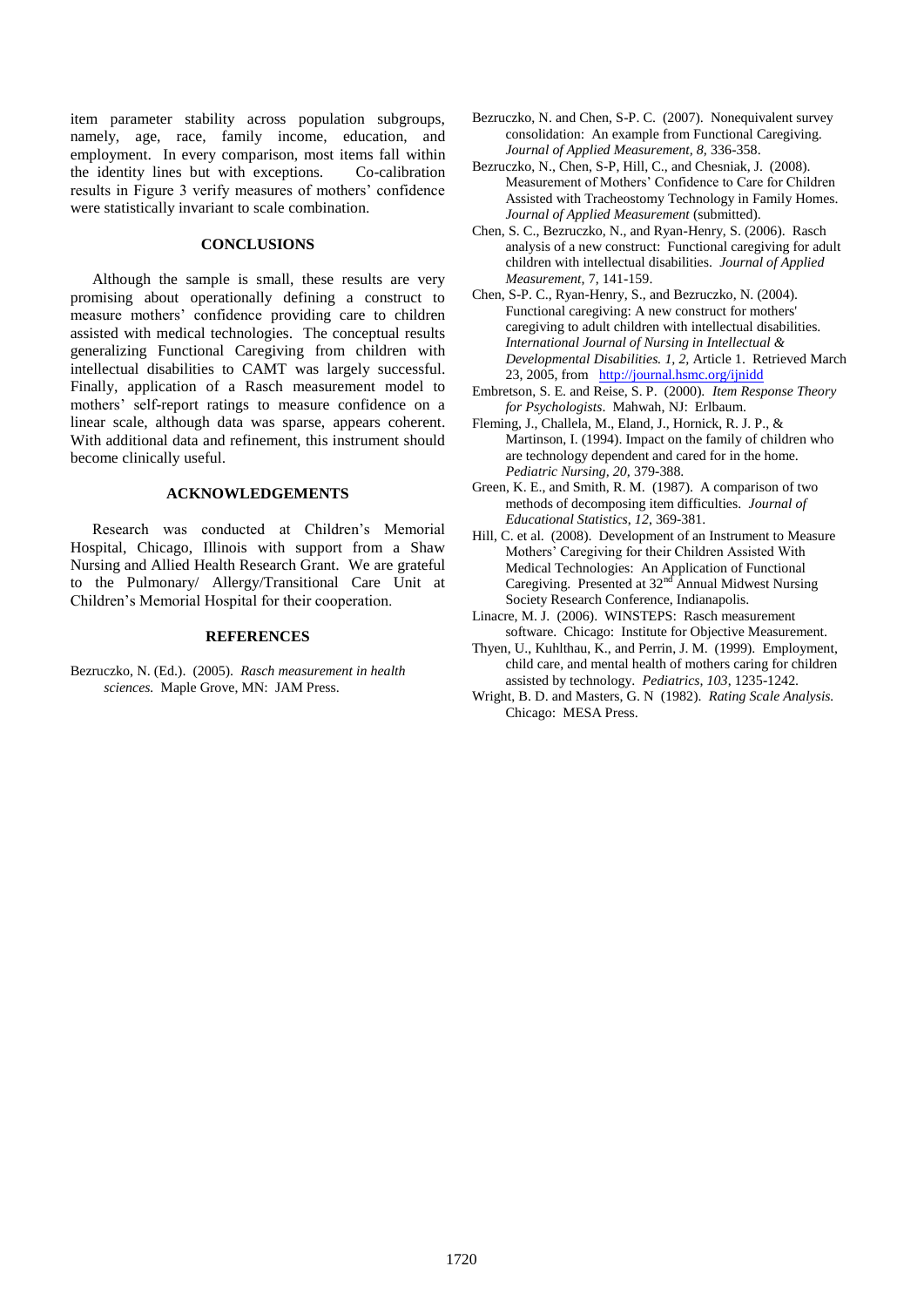item parameter stability across population subgroups, namely, age, race, family income, education, and employment. In every comparison, most items fall within the identity lines but with exceptions. Co-calibration results in Figure 3 verify measures of mothers' confidence were statistically invariant to scale combination.

## CONCLUSIONS

Although the sample is small, these results are very promising about operationally defining a construct to measure mothers' confidence providing care to children assisted with medical technologies. The conceptual results generalizing Functional Caregiving from children with intellectual disabilities to CAMT was largely successful. Finally, application of a Rasch measurement model to mothers' self-report ratings to measure confidence on a linear scale, although data was sparse, appears coherent. With additional data and refinement, this instrument should become clinically useful.

## ACKNOWLEDGEMENTS

Research was conducted at Children's Memorial Hospital, Chicago, Illinois with support from a Shaw Nursing and Allied Health Research Grant. We are grateful to the Pulmonary/ Allergy/Transitional Care Unit at Children's Memorial Hospital for their cooperation.

## REFERENCES

Bezruczko, N. (Ed.). (2005). *Rasch measurement in health sciences.* Maple Grove, MN: JAM Press.

Bezruczko, N. and Chen, S-P. C. (2007). Nonequivalent survey consolidation: An example from Functional Caregiving. *Journal of Applied Measurement, 8,* 336-358.

Bezruczko, N., Chen, S-P, Hill, C., and Chesniak, J. (2008). Measurement of Mothers' Confidence to Care for Children Assisted with Tracheostomy Technology in Family Homes. *Journal of Applied Measurement* (submitted).

Chen, S. C., Bezruczko, N., and Ryan-Henry, S. (2006). Rasch analysis of a new construct: Functional caregiving for adult children with intellectual disabilities. *Journal of Applied Measurement*, 7, 141-159.

Chen, S-P. C., Ryan-Henry, S., and Bezruczko, N. (2004). Functional caregiving: A new construct for mothers' caregiving to adult children with intellectual disabilities. *International Journal of Nursing in Intellectual & Developmental Disabilities. 1, 2,* Article 1. Retrieved March 23, 2005, from http://journal.hsmc.org/ijnidd

Embretson, S. E. and Reise, S. P. (2000). *Item Response Theory for Psychologists*. Mahwah, NJ: Erlbaum.

Fleming, J., Challela, M., Eland, J., Hornick, R. J. P., & Martinson, I. (1994). Impact on the family of children who are technology dependent and cared for in the home. *Pediatric Nursing, 20,* 379-388.

Green, K. E., and Smith, R. M. (1987). A comparison of two methods of decomposing item difficulties. *Journal of Educational Statistics, 12,* 369-381.

Hill, C. et al. (2008). Development of an Instrument to Measure Mothers' Caregiving for their Children Assisted With Medical Technologies: An Application of Functional Caregiving. Presented at 32nd Annual Midwest Nursing Society Research Conference, Indianapolis.

Linacre, M. J. (2006). WINSTEPS: Rasch measurement software. Chicago: Institute for Objective Measurement.

Thyen, U., Kuhlthau, K., and Perrin, J. M. (1999). Employment, child care, and mental health of mothers caring for children assisted by technology. *Pediatrics, 103,* 1235-1242.

Wright, B. D. and Masters, G. N (1982). *Rating Scale Analysis.* Chicago: MESA Press.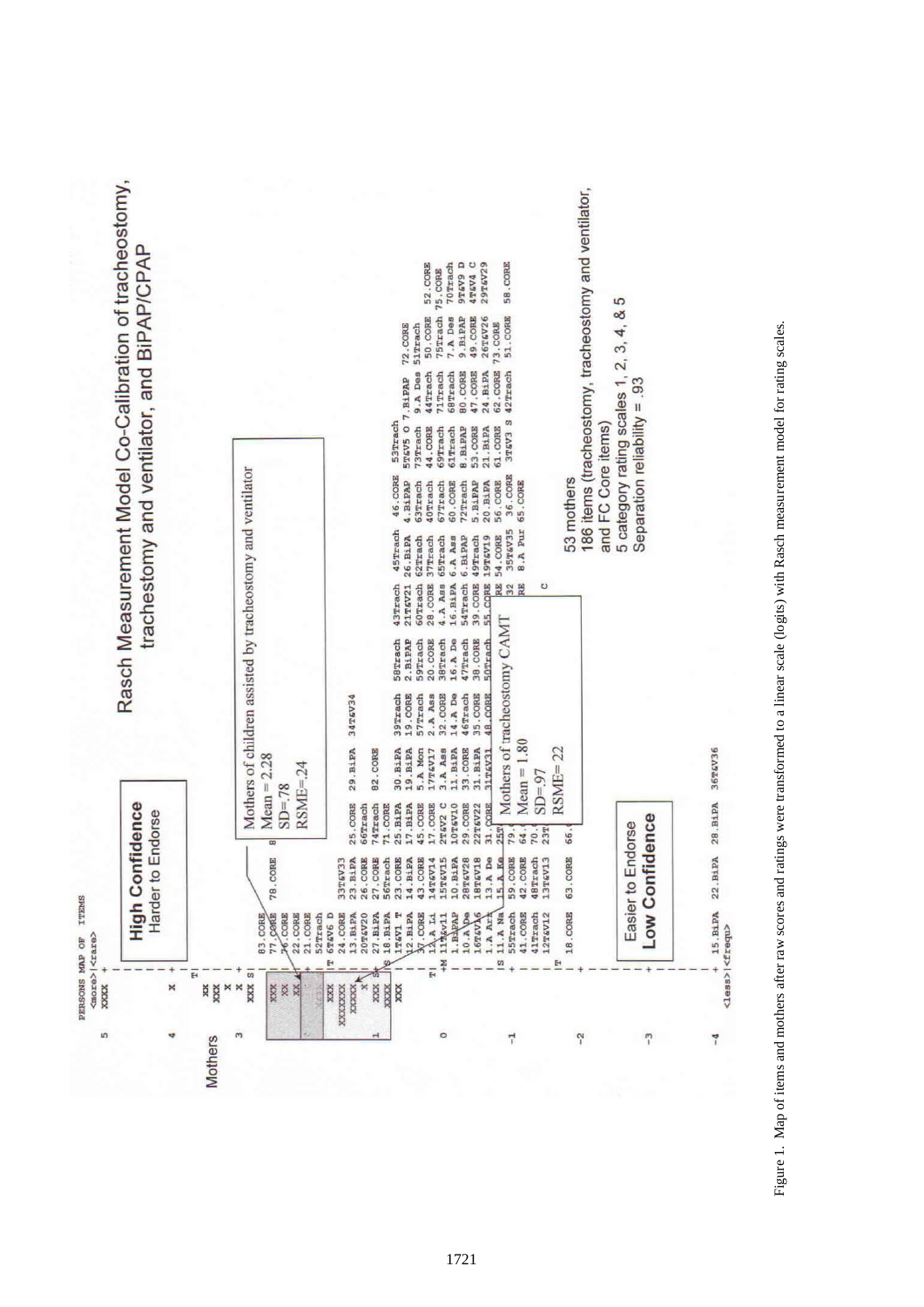# Rasch Measurement Model Co-Calibration of tracheostomy, trachestomy and ventilator, and BiPAP/CPAP

PERSONS MAP OF ITEMS

Mothers

**High Confidence**
Harder to Endorse

Mothers of children assisted by tracheostomy and ventilator
Mean = 2.28
SD=.78
RSME=.24

Mothers of tracheostomy CAMT
Mean = 1.80
SD=.97
RSME=22

**Easier to Endorse**
**Low Confidence**

53 mothers
186 items (tracheostomy, tracheostomy and ventilator, and FC Core items)
5 category rating scales 1, 2, 3, 4, & 5
Separation reliability = .93

Figure 1. Map of items and mothers after raw scores and ratings were transformed to a linear scale (logits) with Rasch measurement model for rating scales.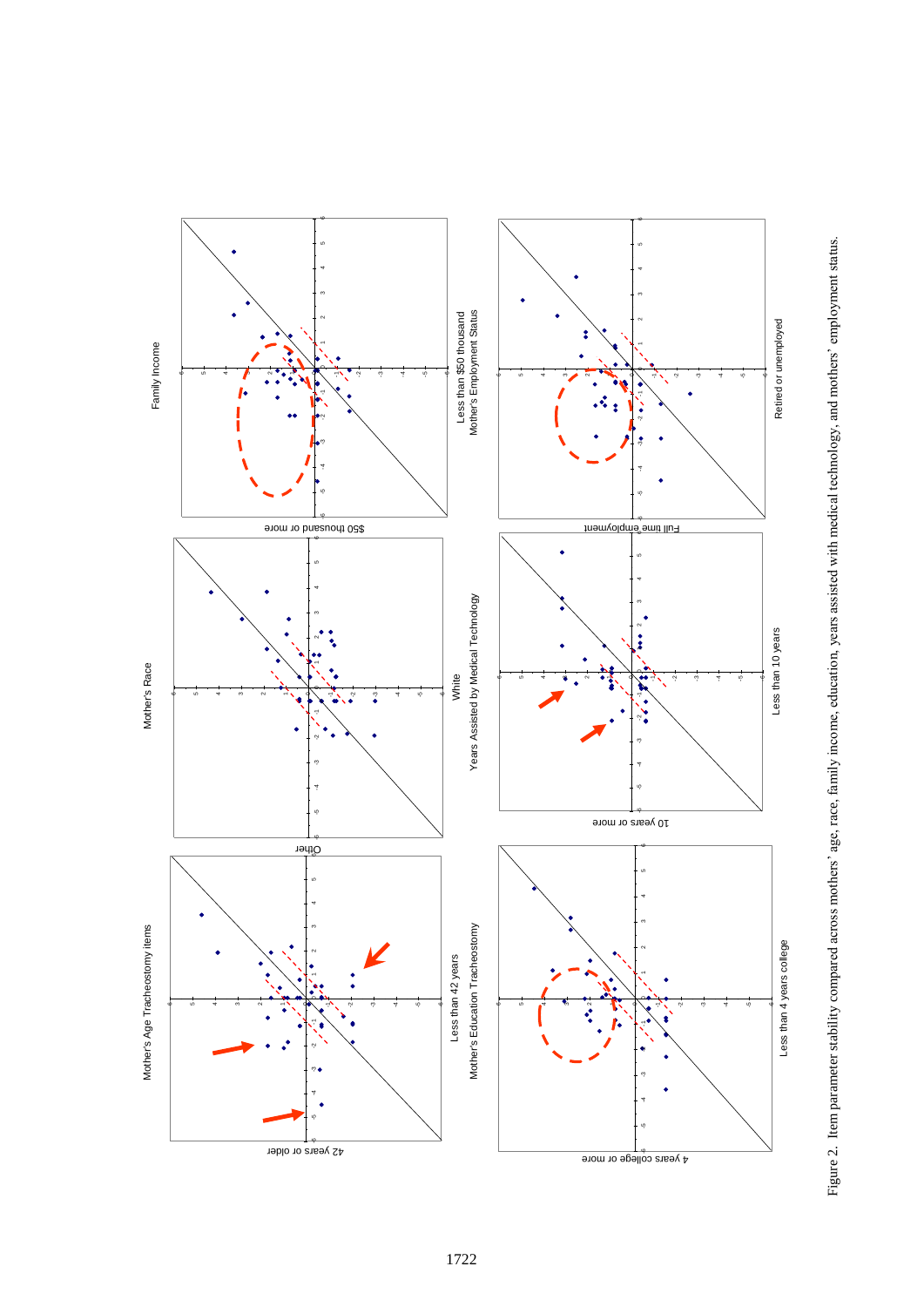Figure 2. Item parameter stability compared across mothers' age, race, family income, education, years assisted with medical technology, and mothers' employment status.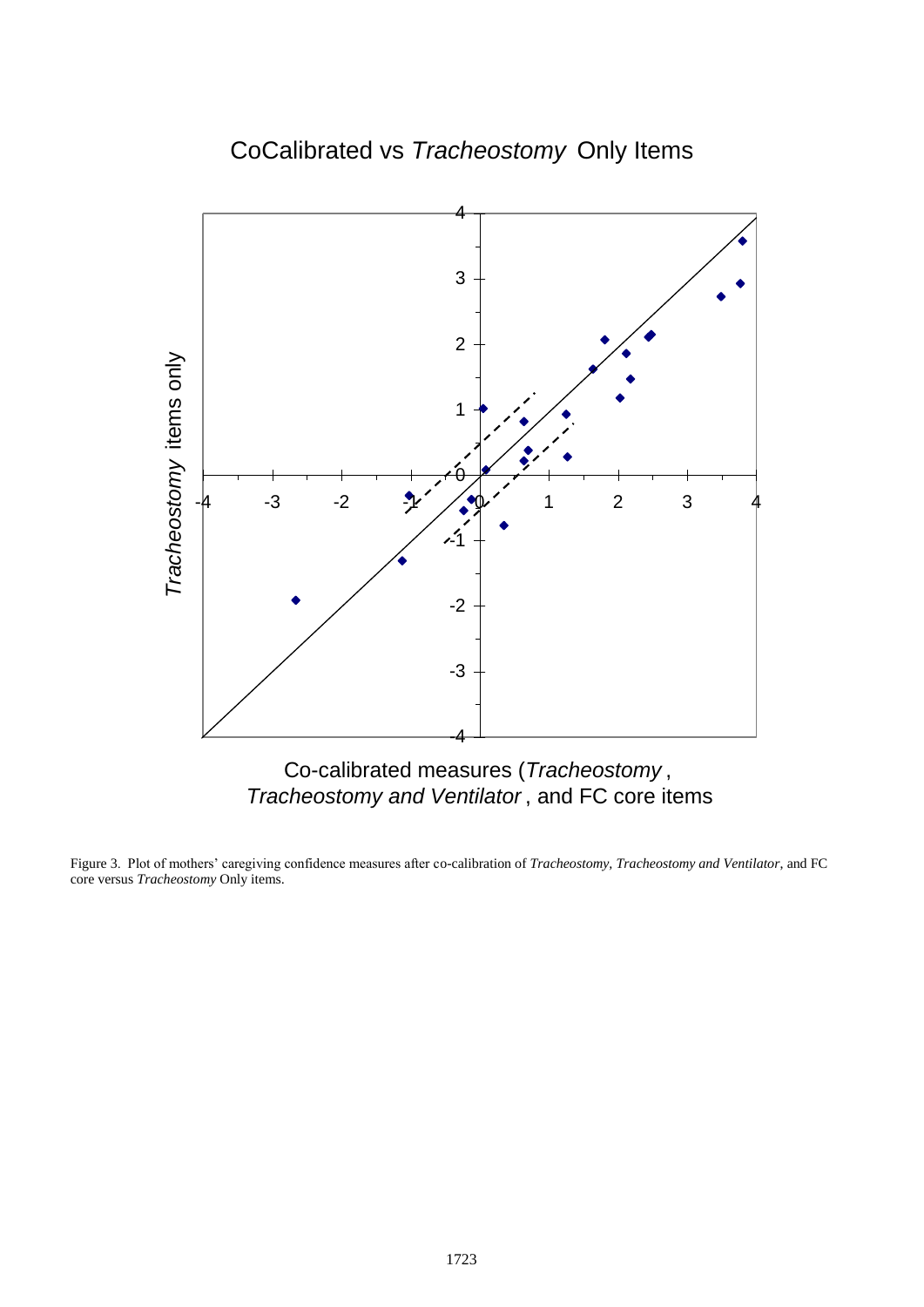CoCalibrated vs *Tracheostomy* Only Items

*Tracheostomy* items only

4
3
2
1
0
-1
-2
-3
-4

-4 -3 -2 -1 0 1 2 3 4

Co-calibrated measures (*Tracheostomy*, *Tracheostomy and Ventilator*, and FC core items

Figure 3. Plot of mothers' caregiving confidence measures after co-calibration of *Tracheostomy, Tracheostomy and Ventilator,* and FC core versus *Tracheostomy* Only items.